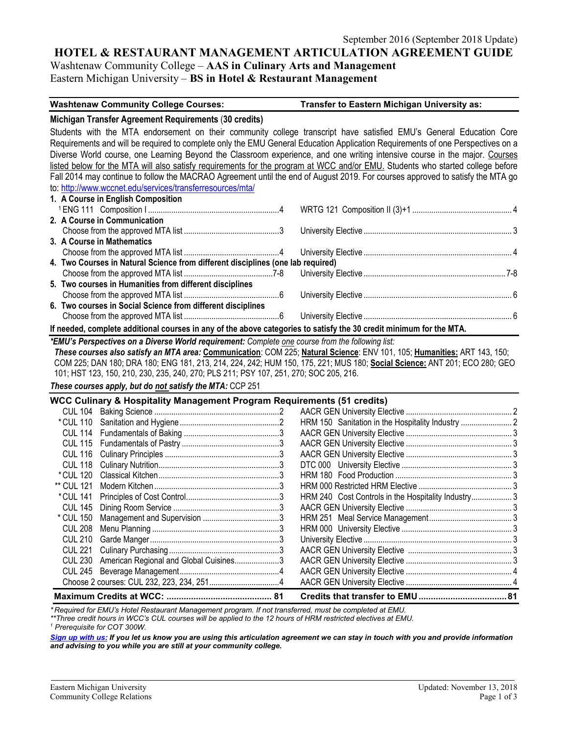September 2016 (September 2018 Update)

# HOTEL & RESTAURANT MANAGEMENT ARTICULATION AGREEMENT GUIDE

Washtenaw Community College – **AAS in Culinary Arts and Management**
Eastern Michigan University – **BS in Hotel & Restaurant Management**

| **Washtenaw Community College Courses:** | | **Transfer to Eastern Michigan University as:** | |
|---|---|---|---|

**Michigan Transfer Agreement Requirements (30 credits)**

Students with the MTA endorsement on their community college transcript have satisfied EMU's General Education Core Requirements and will be required to complete only the EMU General Education Application Requirements of one Perspectives on a Diverse World course, one Learning Beyond the Classroom experience, and one writing intensive course in the major. Courses listed below for the MTA will also satisfy requirements for the program at WCC and/or EMU. Students who started college before Fall 2014 may continue to follow the MACRAO Agreement until the end of August 2019. For courses approved to satisfy the MTA go to: http://www.wccnet.edu/services/transferresources/mta/

| WCC Course | Credits | EMU Equivalent | Credits |
|---|---|---|---|
| **1. A Course in English Composition** | | | |
| [1] ENG 111 Composition I | 4 | WRTG 121 Composition II (3)+1 | 4 |
| **2. A Course in Communication** | | | |
| Choose from the approved MTA list | 3 | University Elective | 3 |
| **3. A Course in Mathematics** | | | |
| Choose from the approved MTA list | 4 | University Elective | 4 |
| **4. Two Courses in Natural Science from different disciplines (one lab required)** | | | |
| Choose from the approved MTA list | 7-8 | University Elective | 7-8 |
| **5. Two courses in Humanities from different disciplines** | | | |
| Choose from the approved MTA list | 6 | University Elective | 6 |
| **6. Two courses in Social Science from different disciplines** | | | |
| Choose from the approved MTA list | 6 | University Elective | 6 |

**If needed, complete additional courses in any of the above categories to satisfy the 30 credit minimum for the MTA.**

***EMU's Perspectives on a Diverse World requirement:*** *Complete one course from the following list:*
***These courses also satisfy an MTA area:*** **Communication**: COM 225; **Natural Science**: ENV 101, 105; **Humanities:** ART 143, 150; COM 225; DAN 180; DRA 180; ENG 181, 213, 214, 224, 242; HUM 150, 175, 221; MUS 180; **Social Science:** ANT 201; ECO 280; GEO 101; HST 123, 150, 210, 230, 235, 240, 270; PLS 211; PSY 107, 251, 270; SOC 205, 216.

***These courses apply, but do not satisfy the MTA:*** CCP 251

**WCC Culinary & Hospitality Management Program Requirements (51 credits)**

| WCC Course | Credits | EMU Equivalent | Credits |
|---|---|---|---|
| CUL 104 Baking Science | 2 | AACR GEN University Elective | 2 |
| *CUL 110 Sanitation and Hygiene | 2 | HRM 150 Sanitation in the Hospitality Industry | 2 |
| CUL 114 Fundamentals of Baking | 3 | AACR GEN University Elective | 3 |
| CUL 115 Fundamentals of Pastry | 3 | AACR GEN University Elective | 3 |
| CUL 116 Culinary Principles | 3 | AACR GEN University Elective | 3 |
| CUL 118 Culinary Nutrition | 3 | DTC 000 University Elective | 3 |
| *CUL 120 Classical Kitchen | 3 | HRM 180 Food Production | 3 |
| ** CUL 121 Modern Kitchen | 3 | HRM 000 Restricted HRM Elective | 3 |
| *CUL 141 Principles of Cost Control | 3 | HRM 240 Cost Controls in the Hospitality Industry | 3 |
| CUL 145 Dining Room Service | 3 | AACR GEN University Elective | 3 |
| * CUL 150 Management and Supervision | 3 | HRM 251 Meal Service Management | 3 |
| CUL 208 Menu Planning | 3 | HRM 000 University Elective | 3 |
| CUL 210 Garde Manger | 3 | University Elective | 3 |
| CUL 221 Culinary Purchasing | 3 | AACR GEN University Elective | 3 |
| CUL 230 American Regional and Global Cuisines | 3 | AACR GEN University Elective | 3 |
| CUL 245 Beverage Management | 4 | AACR GEN University Elective | 4 |
| Choose 2 courses: CUL 232, 223, 234, 251 | 4 | AACR GEN University Elective | 4 |
| **Maximum Credits at WCC:** | **81** | **Credits that transfer to EMU** | **81** |

*\* Required for EMU's Hotel Restaurant Management program. If not transferred, must be completed at EMU.*
*\*\*Three credit hours in WCC's CUL courses will be applied to the 12 hours of HRM restricted electives at EMU.*
*[1] Prerequisite for COT 300W.*

***Sign up with us:*** ***If you let us know you are using this articulation agreement we can stay in touch with you and provide information and advising to you while you are still at your community college.***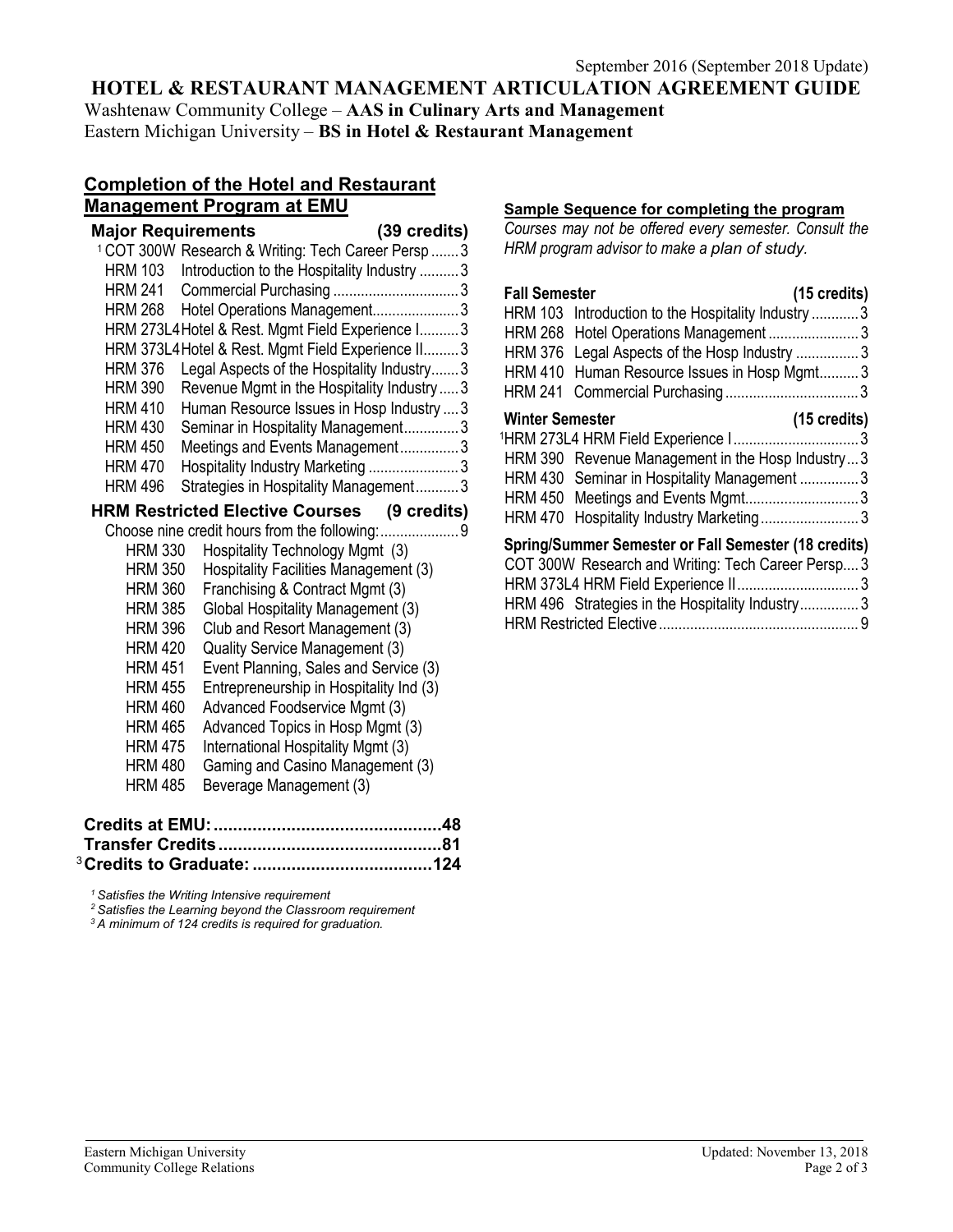September 2016 (September 2018 Update)

# HOTEL & RESTAURANT MANAGEMENT ARTICULATION AGREEMENT GUIDE

Washtenaw Community College – **AAS in Culinary Arts and Management**
Eastern Michigan University – **BS in Hotel & Restaurant Management**

## Completion of the Hotel and Restaurant Management Program at EMU

### Major Requirements (39 credits)

| Course | Title | Credits |
|---|---|---|
| [1] COT 300W | Research & Writing: Tech Career Persp | 3 |
| HRM 103 | Introduction to the Hospitality Industry | 3 |
| HRM 241 | Commercial Purchasing | 3 |
| HRM 268 | Hotel Operations Management | 3 |
| HRM 273L4 | Hotel & Rest. Mgmt Field Experience I | 3 |
| HRM 373L4 | Hotel & Rest. Mgmt Field Experience II | 3 |
| HRM 376 | Legal Aspects of the Hospitality Industry | 3 |
| HRM 390 | Revenue Mgmt in the Hospitality Industry | 3 |
| HRM 410 | Human Resource Issues in Hosp Industry | 3 |
| HRM 430 | Seminar in Hospitality Management | 3 |
| HRM 450 | Meetings and Events Management | 3 |
| HRM 470 | Hospitality Industry Marketing | 3 |
| HRM 496 | Strategies in Hospitality Management | 3 |

### HRM Restricted Elective Courses (9 credits)

Choose nine credit hours from the following: 9

- HRM 330 Hospitality Technology Mgmt (3)
- HRM 350 Hospitality Facilities Management (3)
- HRM 360 Franchising & Contract Mgmt (3)
- HRM 385 Global Hospitality Management (3)
- HRM 396 Club and Resort Management (3)
- HRM 420 Quality Service Management (3)
- HRM 451 Event Planning, Sales and Service (3)
- HRM 455 Entrepreneurship in Hospitality Ind (3)
- HRM 460 Advanced Foodservice Mgmt (3)
- HRM 465 Advanced Topics in Hosp Mgmt (3)
- HRM 475 International Hospitality Mgmt (3)
- HRM 480 Gaming and Casino Management (3)
- HRM 485 Beverage Management (3)

**Credits at EMU: 48**
**Transfer Credits: 81**
[3] **Credits to Graduate: 124**

*[1] Satisfies the Writing Intensive requirement*
*[2] Satisfies the Learning beyond the Classroom requirement*
*[3] A minimum of 124 credits is required for graduation.*

## Sample Sequence for completing the program

*Courses may not be offered every semester. Consult the HRM program advisor to make a plan of study.*

### Fall Semester (15 credits)

| Course | Title | Credits |
|---|---|---|
| HRM 103 | Introduction to the Hospitality Industry | 3 |
| HRM 268 | Hotel Operations Management | 3 |
| HRM 376 | Legal Aspects of the Hosp Industry | 3 |
| HRM 410 | Human Resource Issues in Hosp Mgmt | 3 |
| HRM 241 | Commercial Purchasing | 3 |

### Winter Semester (15 credits)

| Course | Title | Credits |
|---|---|---|
| [1] HRM 273L4 | HRM Field Experience I | 3 |
| HRM 390 | Revenue Management in the Hosp Industry | 3 |
| HRM 430 | Seminar in Hospitality Management | 3 |
| HRM 450 | Meetings and Events Mgmt | 3 |
| HRM 470 | Hospitality Industry Marketing | 3 |

### Spring/Summer Semester or Fall Semester (18 credits)

| Course | Title | Credits |
|---|---|---|
| COT 300W | Research and Writing: Tech Career Persp | 3 |
| HRM 373L4 | HRM Field Experience II | 3 |
| HRM 496 | Strategies in the Hospitality Industry | 3 |
| HRM Restricted Elective | | 9 |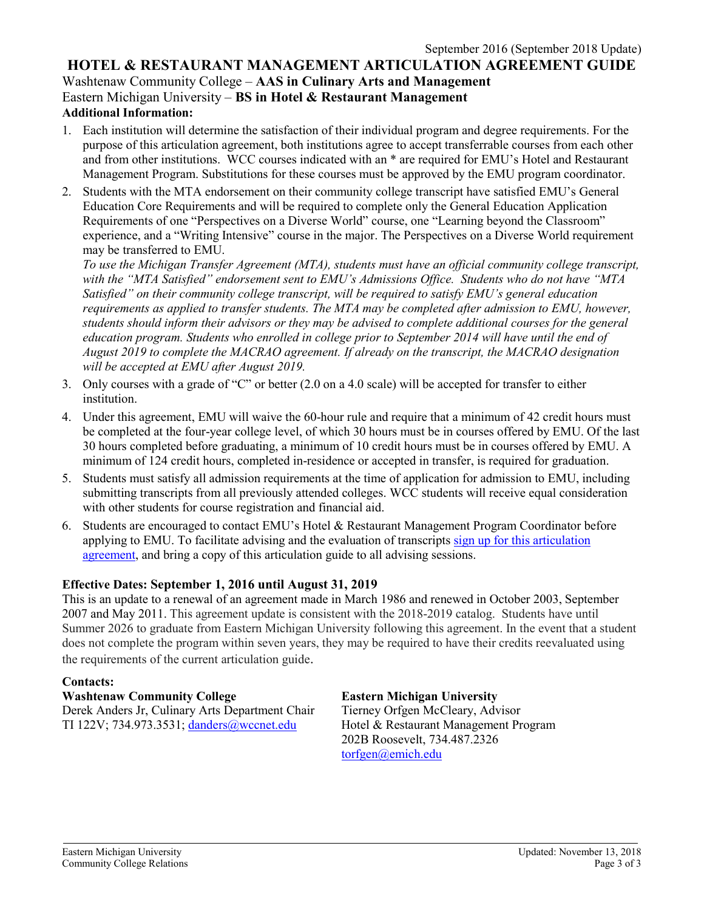September 2016 (September 2018 Update)

# HOTEL & RESTAURANT MANAGEMENT ARTICULATION AGREEMENT GUIDE

Washtenaw Community College – **AAS in Culinary Arts and Management**
Eastern Michigan University – **BS in Hotel & Restaurant Management**

**Additional Information:**

1. Each institution will determine the satisfaction of their individual program and degree requirements. For the purpose of this articulation agreement, both institutions agree to accept transferrable courses from each other and from other institutions. WCC courses indicated with an * are required for EMU's Hotel and Restaurant Management Program. Substitutions for these courses must be approved by the EMU program coordinator.
2. Students with the MTA endorsement on their community college transcript have satisfied EMU's General Education Core Requirements and will be required to complete only the General Education Application Requirements of one "Perspectives on a Diverse World" course, one "Learning beyond the Classroom" experience, and a "Writing Intensive" course in the major. The Perspectives on a Diverse World requirement may be transferred to EMU.
*To use the Michigan Transfer Agreement (MTA), students must have an official community college transcript, with the "MTA Satisfied" endorsement sent to EMU's Admissions Office. Students who do not have "MTA Satisfied" on their community college transcript, will be required to satisfy EMU's general education requirements as applied to transfer students. The MTA may be completed after admission to EMU, however, students should inform their advisors or they may be advised to complete additional courses for the general education program. Students who enrolled in college prior to September 2014 will have until the end of August 2019 to complete the MACRAO agreement. If already on the transcript, the MACRAO designation will be accepted at EMU after August 2019.*
3. Only courses with a grade of "C" or better (2.0 on a 4.0 scale) will be accepted for transfer to either institution.
4. Under this agreement, EMU will waive the 60-hour rule and require that a minimum of 42 credit hours must be completed at the four-year college level, of which 30 hours must be in courses offered by EMU. Of the last 30 hours completed before graduating, a minimum of 10 credit hours must be in courses offered by EMU. A minimum of 124 credit hours, completed in-residence or accepted in transfer, is required for graduation.
5. Students must satisfy all admission requirements at the time of application for admission to EMU, including submitting transcripts from all previously attended colleges. WCC students will receive equal consideration with other students for course registration and financial aid.
6. Students are encouraged to contact EMU's Hotel & Restaurant Management Program Coordinator before applying to EMU. To facilitate advising and the evaluation of transcripts sign up for this articulation agreement, and bring a copy of this articulation guide to all advising sessions.

**Effective Dates: September 1, 2016 until August 31, 2019**

This is an update to a renewal of an agreement made in March 1986 and renewed in October 2003, September 2007 and May 2011. This agreement update is consistent with the 2018-2019 catalog. Students have until Summer 2026 to graduate from Eastern Michigan University following this agreement. In the event that a student does not complete the program within seven years, they may be required to have their credits reevaluated using the requirements of the current articulation guide.

**Contacts:**

**Washtenaw Community College**
Derek Anders Jr, Culinary Arts Department Chair
TI 122V; 734.973.3531; danders@wccnet.edu

**Eastern Michigan University**
Tierney Orfgen McCleary, Advisor
Hotel & Restaurant Management Program
202B Roosevelt, 734.487.2326
torfgen@emich.edu